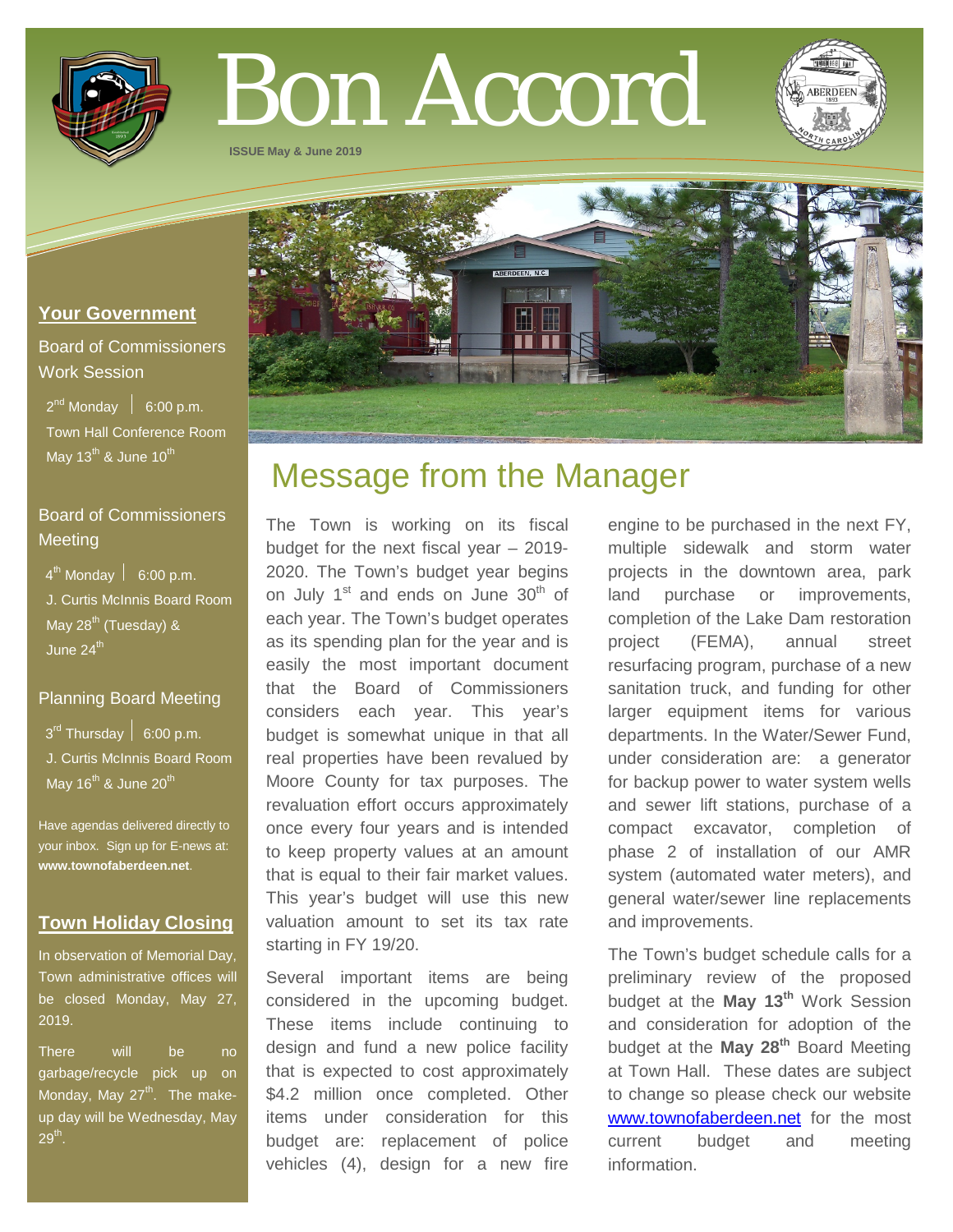# Bon Accord

**ISSUE May & June 2019**

## Your Government

### Board of Commissioners Work Session

2nd Monday | 6:00 p.m.
Town Hall Conference Room
May 13th & June 10th

### Board of Commissioners Meeting

4th Monday | 6:00 p.m.
J. Curtis McInnis Board Room
May 28th (Tuesday) & June 24th

### Planning Board Meeting

3rd Thursday | 6:00 p.m.
J. Curtis McInnis Board Room
May 16th & June 20th

Have agendas delivered directly to your inbox. Sign up for E-news at: **www.townofaberdeen.net**.

## Town Holiday Closing

In observation of Memorial Day, Town administrative offices will be closed Monday, May 27, 2019.

There will be no garbage/recycle pick up on Monday, May 27th. The make-up day will be Wednesday, May 29th.

# Message from the Manager

The Town is working on its fiscal budget for the next fiscal year – 2019-2020. The Town's budget year begins on July 1st and ends on June 30th of each year. The Town's budget operates as its spending plan for the year and is easily the most important document that the Board of Commissioners considers each year. This year's budget is somewhat unique in that all real properties have been revalued by Moore County for tax purposes. The revaluation effort occurs approximately once every four years and is intended to keep property values at an amount that is equal to their fair market values. This year's budget will use this new valuation amount to set its tax rate starting in FY 19/20.

Several important items are being considered in the upcoming budget. These items include continuing to design and fund a new police facility that is expected to cost approximately $4.2 million once completed. Other items under consideration for this budget are: replacement of police vehicles (4), design for a new fire engine to be purchased in the next FY, multiple sidewalk and storm water projects in the downtown area, park land purchase or improvements, completion of the Lake Dam restoration project (FEMA), annual street resurfacing program, purchase of a new sanitation truck, and funding for other larger equipment items for various departments. In the Water/Sewer Fund, under consideration are: a generator for backup power to water system wells and sewer lift stations, purchase of a compact excavator, completion of phase 2 of installation of our AMR system (automated water meters), and general water/sewer line replacements and improvements.

The Town's budget schedule calls for a preliminary review of the proposed budget at the **May 13th** Work Session and consideration for adoption of the budget at the **May 28th** Board Meeting at Town Hall. These dates are subject to change so please check our website www.townofaberdeen.net for the most current budget and meeting information.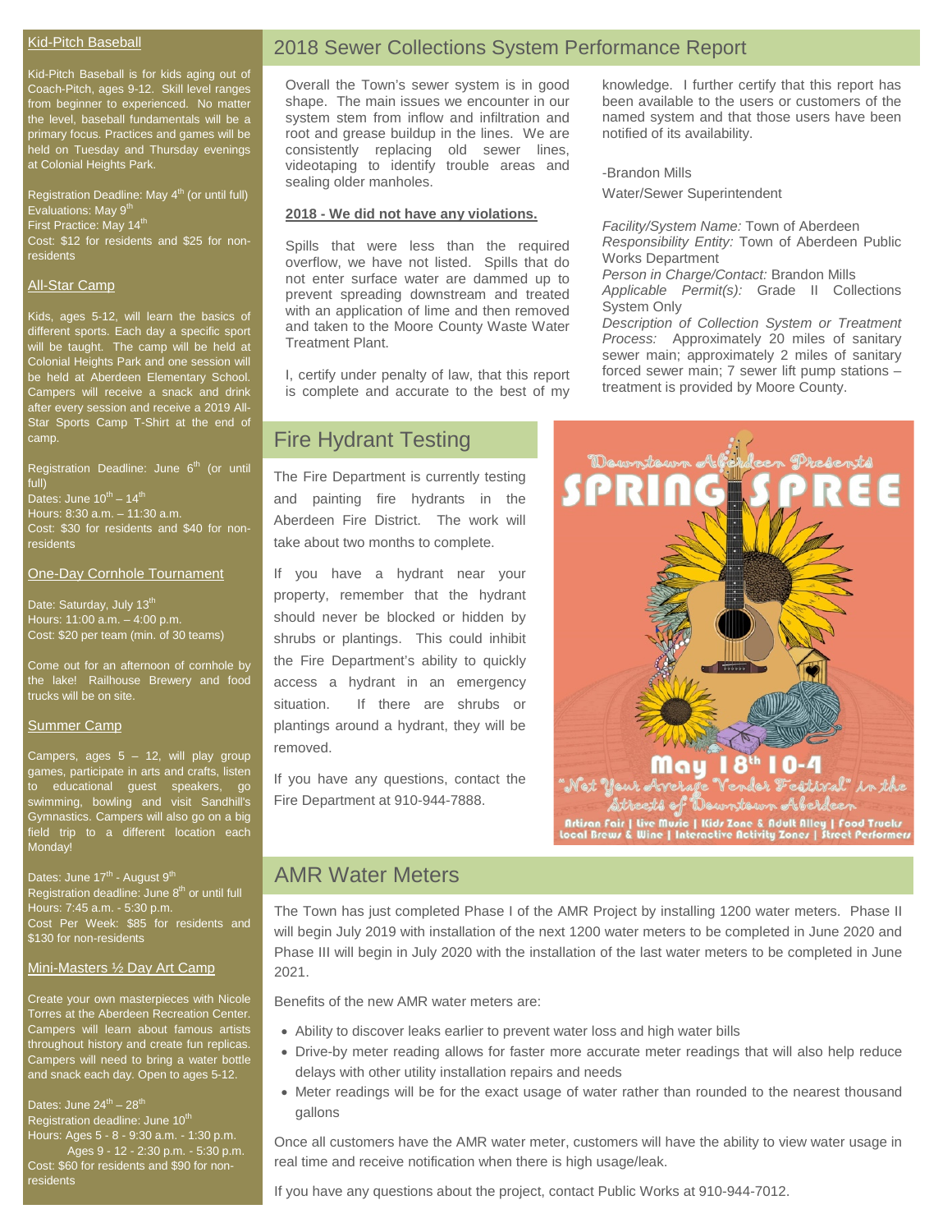## Kid-Pitch Baseball

Kid-Pitch Baseball is for kids aging out of Coach-Pitch, ages 9-12. Skill level ranges from beginner to experienced. No matter the level, baseball fundamentals will be a primary focus. Practices and games will be held on Tuesday and Thursday evenings at Colonial Heights Park.

Registration Deadline: May 4th (or until full)
Evaluations: May 9th
First Practice: May 14th
Cost: $12 for residents and $25 for non-residents

## All-Star Camp

Kids, ages 5-12, will learn the basics of different sports. Each day a specific sport will be taught. The camp will be held at Colonial Heights Park and one session will be held at Aberdeen Elementary School. Campers will receive a snack and drink after every session and receive a 2019 All-Star Sports Camp T-Shirt at the end of camp.

Registration Deadline: June 6th (or until full)
Dates: June 10th – 14th
Hours: 8:30 a.m. – 11:30 a.m.
Cost: $30 for residents and $40 for non-residents

## One-Day Cornhole Tournament

Date: Saturday, July 13th
Hours: 11:00 a.m. – 4:00 p.m.
Cost: $20 per team (min. of 30 teams)

Come out for an afternoon of cornhole by the lake! Railhouse Brewery and food trucks will be on site.

## Summer Camp

Campers, ages 5 – 12, will play group games, participate in arts and crafts, listen to educational guest speakers, go swimming, bowling and visit Sandhill's Gymnastics. Campers will also go on a big field trip to a different location each Monday!

Dates: June 17th - August 9th
Registration deadline: June 8th or until full
Hours: 7:45 a.m. - 5:30 p.m.
Cost Per Week: $85 for residents and $130 for non-residents

## Mini-Masters ½ Day Art Camp

Create your own masterpieces with Nicole Torres at the Aberdeen Recreation Center. Campers will learn about famous artists throughout history and create fun replicas. Campers will need to bring a water bottle and snack each day. Open to ages 5-12.

Dates: June 24th – 28th
Registration deadline: June 10th
Hours: Ages 5 - 8 - 9:30 a.m. - 1:30 p.m.
Ages 9 - 12 - 2:30 p.m. - 5:30 p.m.
Cost: $60 for residents and $90 for non-residents

## 2018 Sewer Collections System Performance Report

Overall the Town's sewer system is in good shape. The main issues we encounter in our system stem from inflow and infiltration and root and grease buildup in the lines. We are consistently replacing old sewer lines, videotaping to identify trouble areas and sealing older manholes.

**2018 - We did not have any violations.**

Spills that were less than the required overflow, we have not listed. Spills that do not enter surface water are dammed up to prevent spreading downstream and treated with an application of lime and then removed and taken to the Moore County Waste Water Treatment Plant.

I, certify under penalty of law, that this report is complete and accurate to the best of my knowledge. I further certify that this report has been available to the users or customers of the named system and that those users have been notified of its availability.

-Brandon Mills
Water/Sewer Superintendent

*Facility/System Name:* Town of Aberdeen
*Responsibility Entity:* Town of Aberdeen Public Works Department
*Person in Charge/Contact:* Brandon Mills
*Applicable Permit(s):* Grade II Collections System Only
*Description of Collection System or Treatment Process:* Approximately 20 miles of sanitary sewer main; approximately 2 miles of sanitary forced sewer main; 7 sewer lift pump stations – treatment is provided by Moore County.

## Fire Hydrant Testing

The Fire Department is currently testing and painting fire hydrants in the Aberdeen Fire District. The work will take about two months to complete.

If you have a hydrant near your property, remember that the hydrant should never be blocked or hidden by shrubs or plantings. This could inhibit the Fire Department's ability to quickly access a hydrant in an emergency situation. If there are shrubs or plantings around a hydrant, they will be removed.

If you have any questions, contact the Fire Department at 910-944-7888.

Downtown Aberdeen Presents
SPRING SPREE
May 18th 10-4
"Not Your Average Vendor Festival" in the Streets of Downtown Aberdeen
Artisan Fair | Live Music | Kids Zone & Adult Alley | Food Trucks
Local Brews & Wine | Interactive Activity Zones | Street Performers

## AMR Water Meters

The Town has just completed Phase I of the AMR Project by installing 1200 water meters. Phase II will begin July 2019 with installation of the next 1200 water meters to be completed in June 2020 and Phase III will begin in July 2020 with the installation of the last water meters to be completed in June 2021.

Benefits of the new AMR water meters are:

- Ability to discover leaks earlier to prevent water loss and high water bills
- Drive-by meter reading allows for faster more accurate meter readings that will also help reduce delays with other utility installation repairs and needs
- Meter readings will be for the exact usage of water rather than rounded to the nearest thousand gallons

Once all customers have the AMR water meter, customers will have the ability to view water usage in real time and receive notification when there is high usage/leak.

If you have any questions about the project, contact Public Works at 910-944-7012.